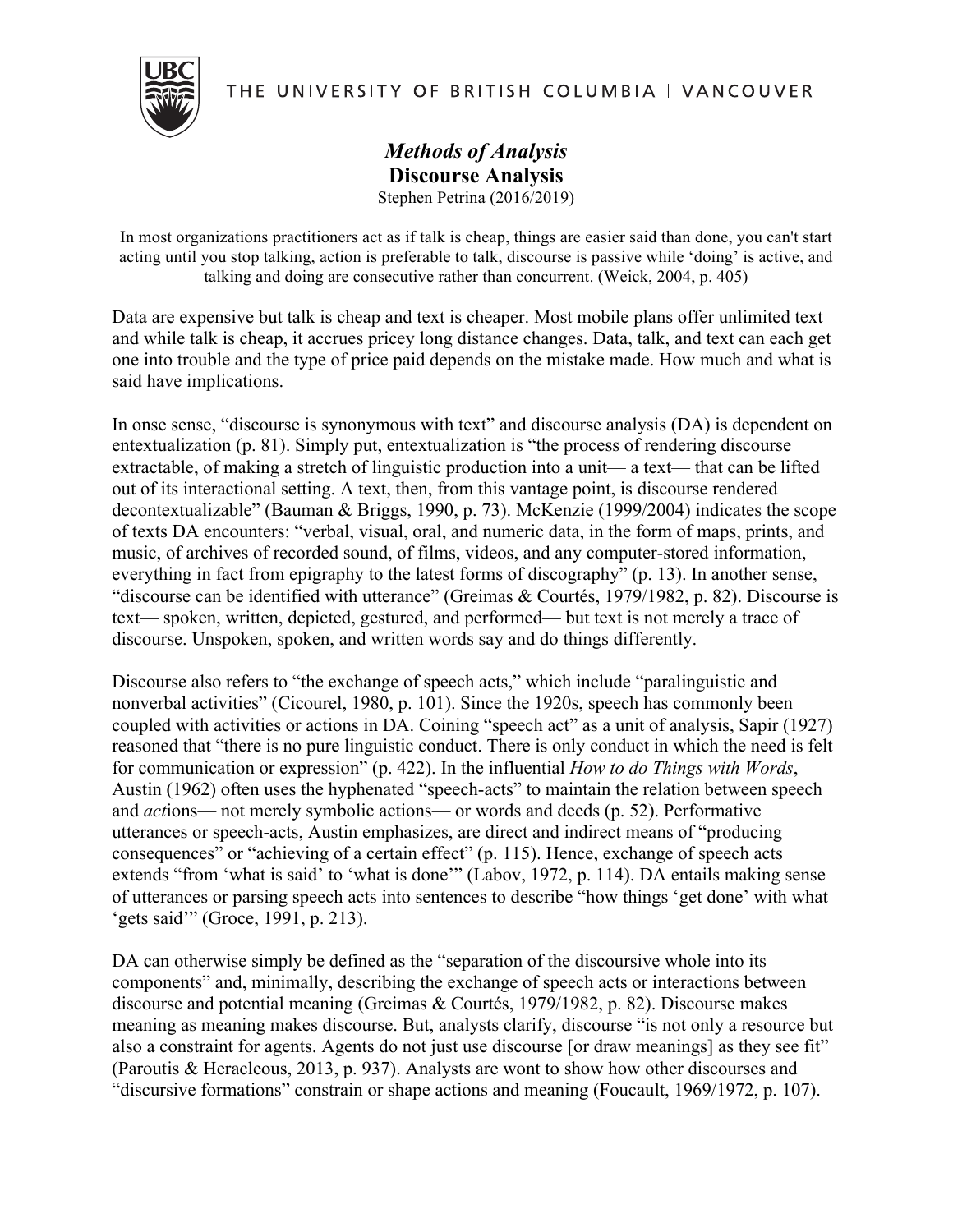THE UNIVERSITY OF BRITISH COLUMBIA | VANCOUVER

# *Methods of Analysis*
## Discourse Analysis

Stephen Petrina (2016/2019)

> In most organizations practitioners act as if talk is cheap, things are easier said than done, you can't start acting until you stop talking, action is preferable to talk, discourse is passive while 'doing' is active, and talking and doing are consecutive rather than concurrent. (Weick, 2004, p. 405)

Data are expensive but talk is cheap and text is cheaper. Most mobile plans offer unlimited text and while talk is cheap, it accrues pricey long distance changes. Data, talk, and text can each get one into trouble and the type of price paid depends on the mistake made. How much and what is said have implications.

In onse sense, "discourse is synonymous with text" and discourse analysis (DA) is dependent on entextualization (p. 81). Simply put, entextualization is "the process of rendering discourse extractable, of making a stretch of linguistic production into a unit— a text— that can be lifted out of its interactional setting. A text, then, from this vantage point, is discourse rendered decontextualizable" (Bauman & Briggs, 1990, p. 73). McKenzie (1999/2004) indicates the scope of texts DA encounters: "verbal, visual, oral, and numeric data, in the form of maps, prints, and music, of archives of recorded sound, of films, videos, and any computer-stored information, everything in fact from epigraphy to the latest forms of discography" (p. 13). In another sense, "discourse can be identified with utterance" (Greimas & Courtés, 1979/1982, p. 82). Discourse is text— spoken, written, depicted, gestured, and performed— but text is not merely a trace of discourse. Unspoken, spoken, and written words say and do things differently.

Discourse also refers to "the exchange of speech acts," which include "paralinguistic and nonverbal activities" (Cicourel, 1980, p. 101). Since the 1920s, speech has commonly been coupled with activities or actions in DA. Coining "speech act" as a unit of analysis, Sapir (1927) reasoned that "there is no pure linguistic conduct. There is only conduct in which the need is felt for communication or expression" (p. 422). In the influential *How to do Things with Words*, Austin (1962) often uses the hyphenated "speech-acts" to maintain the relation between speech and *act*ions— not merely symbolic actions— or words and deeds (p. 52). Performative utterances or speech-acts, Austin emphasizes, are direct and indirect means of "producing consequences" or "achieving of a certain effect" (p. 115). Hence, exchange of speech acts extends "from 'what is said' to 'what is done'" (Labov, 1972, p. 114). DA entails making sense of utterances or parsing speech acts into sentences to describe "how things 'get done' with what 'gets said'" (Groce, 1991, p. 213).

DA can otherwise simply be defined as the "separation of the discursive whole into its components" and, minimally, describing the exchange of speech acts or interactions between discourse and potential meaning (Greimas & Courtés, 1979/1982, p. 82). Discourse makes meaning as meaning makes discourse. But, analysts clarify, discourse "is not only a resource but also a constraint for agents. Agents do not just use discourse [or draw meanings] as they see fit" (Paroutis & Heracleous, 2013, p. 937). Analysts are wont to show how other discourses and "discursive formations" constrain or shape actions and meaning (Foucault, 1969/1972, p. 107).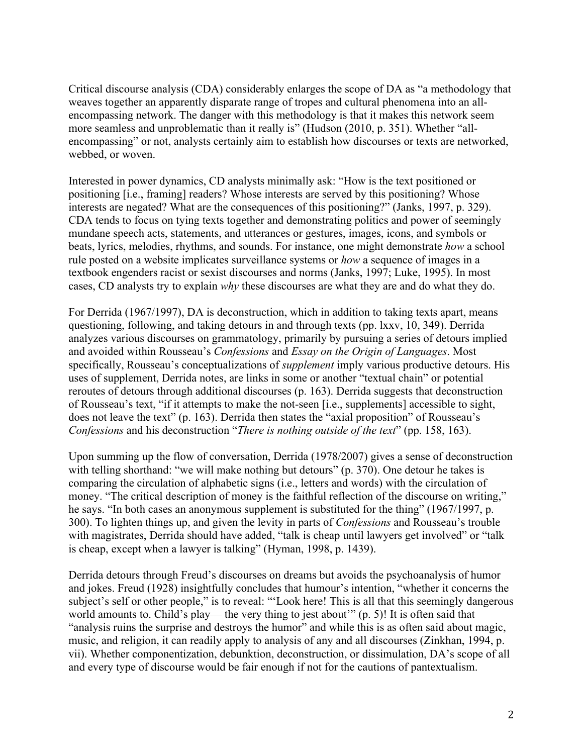Critical discourse analysis (CDA) considerably enlarges the scope of DA as "a methodology that weaves together an apparently disparate range of tropes and cultural phenomena into an all-encompassing network. The danger with this methodology is that it makes this network seem more seamless and unproblematic than it really is" (Hudson (2010, p. 351). Whether "all-encompassing" or not, analysts certainly aim to establish how discourses or texts are networked, webbed, or woven.

Interested in power dynamics, CD analysts minimally ask: "How is the text positioned or positioning [i.e., framing] readers? Whose interests are served by this positioning? Whose interests are negated? What are the consequences of this positioning?" (Janks, 1997, p. 329). CDA tends to focus on tying texts together and demonstrating politics and power of seemingly mundane speech acts, statements, and utterances or gestures, images, icons, and symbols or beats, lyrics, melodies, rhythms, and sounds. For instance, one might demonstrate *how* a school rule posted on a website implicates surveillance systems or *how* a sequence of images in a textbook engenders racist or sexist discourses and norms (Janks, 1997; Luke, 1995). In most cases, CD analysts try to explain *why* these discourses are what they are and do what they do.

For Derrida (1967/1997), DA is deconstruction, which in addition to taking texts apart, means questioning, following, and taking detours in and through texts (pp. lxxv, 10, 349). Derrida analyzes various discourses on grammatology, primarily by pursuing a series of detours implied and avoided within Rousseau's *Confessions* and *Essay on the Origin of Languages*. Most specifically, Rousseau's conceptualizations of *supplement* imply various productive detours. His uses of supplement, Derrida notes, are links in some or another "textual chain" or potential reroutes of detours through additional discourses (p. 163). Derrida suggests that deconstruction of Rousseau's text, "if it attempts to make the not-seen [i.e., supplements] accessible to sight, does not leave the text" (p. 163). Derrida then states the "axial proposition" of Rousseau's *Confessions* and his deconstruction "*There is nothing outside of the text*" (pp. 158, 163).

Upon summing up the flow of conversation, Derrida (1978/2007) gives a sense of deconstruction with telling shorthand: "we will make nothing but detours" (p. 370). One detour he takes is comparing the circulation of alphabetic signs (i.e., letters and words) with the circulation of money. "The critical description of money is the faithful reflection of the discourse on writing," he says. "In both cases an anonymous supplement is substituted for the thing" (1967/1997, p. 300). To lighten things up, and given the levity in parts of *Confessions* and Rousseau's trouble with magistrates, Derrida should have added, "talk is cheap until lawyers get involved" or "talk is cheap, except when a lawyer is talking" (Hyman, 1998, p. 1439).

Derrida detours through Freud's discourses on dreams but avoids the psychoanalysis of humor and jokes. Freud (1928) insightfully concludes that humour's intention, "whether it concerns the subject's self or other people," is to reveal: "'Look here! This is all that this seemingly dangerous world amounts to. Child's play— the very thing to jest about'" (p. 5)! It is often said that "analysis ruins the surprise and destroys the humor" and while this is as often said about magic, music, and religion, it can readily apply to analysis of any and all discourses (Zinkhan, 1994, p. vii). Whether componentization, debunktion, deconstruction, or dissimulation, DA's scope of all and every type of discourse would be fair enough if not for the cautions of pantextualism.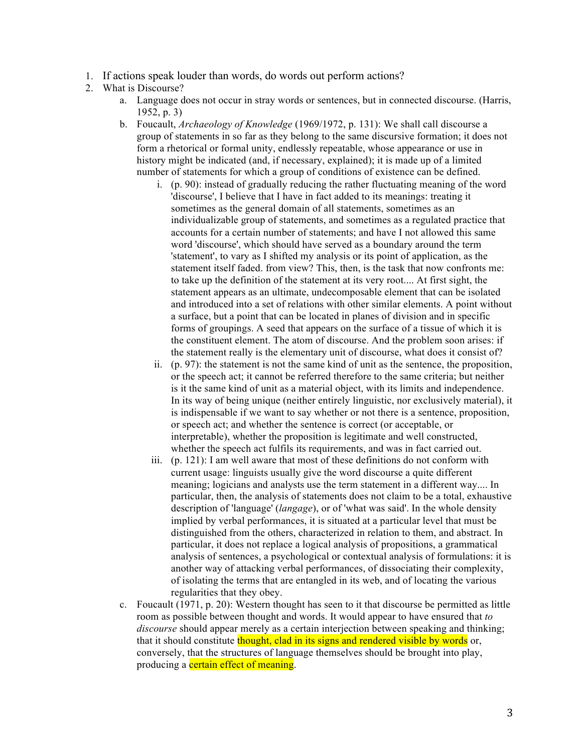1. If actions speak louder than words, do words out perform actions?
2. What is Discourse?
   a. Language does not occur in stray words or sentences, but in connected discourse. (Harris, 1952, p. 3)
   b. Foucault, *Archaeology of Knowledge* (1969/1972, p. 131): We shall call discourse a group of statements in so far as they belong to the same discursive formation; it does not form a rhetorical or formal unity, endlessly repeatable, whose appearance or use in history might be indicated (and, if necessary, explained); it is made up of a limited number of statements for which a group of conditions of existence can be defined.
      i. (p. 90): instead of gradually reducing the rather fluctuating meaning of the word 'discourse', I believe that I have in fact added to its meanings: treating it sometimes as the general domain of all statements, sometimes as an individualizable group of statements, and sometimes as a regulated practice that accounts for a certain number of statements; and have I not allowed this same word 'discourse', which should have served as a boundary around the term 'statement', to vary as I shifted my analysis or its point of application, as the statement itself faded. from view? This, then, is the task that now confronts me: to take up the definition of the statement at its very root.... At first sight, the statement appears as an ultimate, undecomposable element that can be isolated and introduced into a set of relations with other similar elements. A point without a surface, but a point that can be located in planes of division and in specific forms of groupings. A seed that appears on the surface of a tissue of which it is the constituent element. The atom of discourse. And the problem soon arises: if the statement really is the elementary unit of discourse, what does it consist of?
      ii. (p. 97): the statement is not the same kind of unit as the sentence, the proposition, or the speech act; it cannot be referred therefore to the same criteria; but neither is it the same kind of unit as a material object, with its limits and independence. In its way of being unique (neither entirely linguistic, nor exclusively material), it is indispensable if we want to say whether or not there is a sentence, proposition, or speech act; and whether the sentence is correct (or acceptable, or interpretable), whether the proposition is legitimate and well constructed, whether the speech act fulfils its requirements, and was in fact carried out.
      iii. (p. 121): I am well aware that most of these definitions do not conform with current usage: linguists usually give the word discourse a quite different meaning; logicians and analysts use the term statement in a different way.... In particular, then, the analysis of statements does not claim to be a total, exhaustive description of 'language' (*langage*), or of 'what was said'. In the whole density implied by verbal performances, it is situated at a particular level that must be distinguished from the others, characterized in relation to them, and abstract. In particular, it does not replace a logical analysis of propositions, a grammatical analysis of sentences, a psychological or contextual analysis of formulations: it is another way of attacking verbal performances, of dissociating their complexity, of isolating the terms that are entangled in its web, and of locating the various regularities that they obey.
   c. Foucault (1971, p. 20): Western thought has seen to it that discourse be permitted as little room as possible between thought and words. It would appear to have ensured that *to discourse* should appear merely as a certain interjection between speaking and thinking; that it should constitute thought, clad in its signs and rendered visible by words or, conversely, that the structures of language themselves should be brought into play, producing a certain effect of meaning.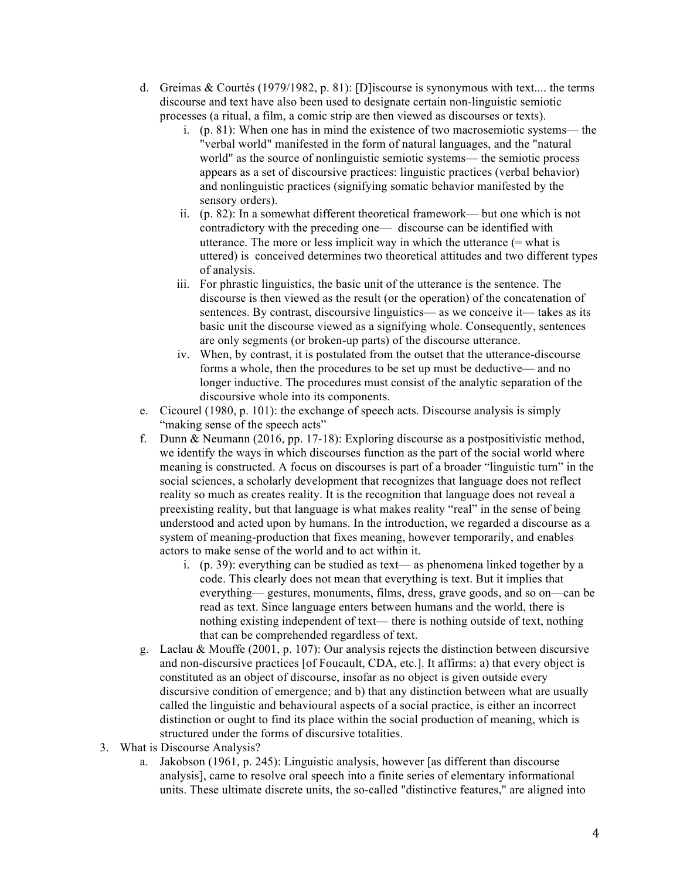d. Greimas & Courtés (1979/1982, p. 81): [D]iscourse is synonymous with text.... the terms discourse and text have also been used to designate certain non-linguistic semiotic processes (a ritual, a film, a comic strip are then viewed as discourses or texts).

   i. (p. 81): When one has in mind the existence of two macrosemiotic systems— the "verbal world" manifested in the form of natural languages, and the "natural world" as the source of nonlinguistic semiotic systems— the semiotic process appears as a set of discursive practices: linguistic practices (verbal behavior) and nonlinguistic practices (signifying somatic behavior manifested by the sensory orders).

   ii. (p. 82): In a somewhat different theoretical framework— but one which is not contradictory with the preceding one— discourse can be identified with utterance. The more or less implicit way in which the utterance (= what is uttered) is conceived determines two theoretical attitudes and two different types of analysis.

   iii. For phrastic linguistics, the basic unit of the utterance is the sentence. The discourse is then viewed as the result (or the operation) of the concatenation of sentences. By contrast, discoursive linguistics— as we conceive it— takes as its basic unit the discourse viewed as a signifying whole. Consequently, sentences are only segments (or broken-up parts) of the discourse utterance.

   iv. When, by contrast, it is postulated from the outset that the utterance-discourse forms a whole, then the procedures to be set up must be deductive— and no longer inductive. The procedures must consist of the analytic separation of the discoursive whole into its components.

e. Cicourel (1980, p. 101): the exchange of speech acts. Discourse analysis is simply "making sense of the speech acts"

f. Dunn & Neumann (2016, pp. 17-18): Exploring discourse as a postpositivistic method, we identify the ways in which discourses function as the part of the social world where meaning is constructed. A focus on discourses is part of a broader "linguistic turn" in the social sciences, a scholarly development that recognizes that language does not reflect reality so much as creates reality. It is the recognition that language does not reveal a preexisting reality, but that language is what makes reality "real" in the sense of being understood and acted upon by humans. In the introduction, we regarded a discourse as a system of meaning-production that fixes meaning, however temporarily, and enables actors to make sense of the world and to act within it.

   i. (p. 39): everything can be studied as text— as phenomena linked together by a code. This clearly does not mean that everything is text. But it implies that everything— gestures, monuments, films, dress, grave goods, and so on—can be read as text. Since language enters between humans and the world, there is nothing existing independent of text— there is nothing outside of text, nothing that can be comprehended regardless of text.

g. Laclau & Mouffe (2001, p. 107): Our analysis rejects the distinction between discursive and non-discursive practices [of Foucault, CDA, etc.]. It affirms: a) that every object is constituted as an object of discourse, insofar as no object is given outside every discursive condition of emergence; and b) that any distinction between what are usually called the linguistic and behavioural aspects of a social practice, is either an incorrect distinction or ought to find its place within the social production of meaning, which is structured under the forms of discursive totalities.

3. What is Discourse Analysis?

   a. Jakobson (1961, p. 245): Linguistic analysis, however [as different than discourse analysis], came to resolve oral speech into a finite series of elementary informational units. These ultimate discrete units, the so-called "distinctive features," are aligned into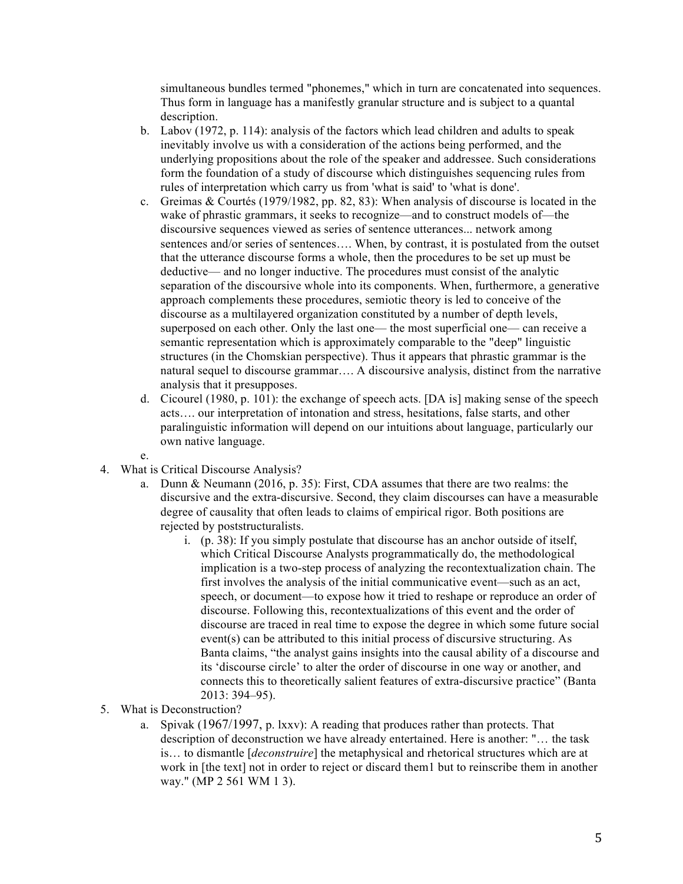simultaneous bundles termed "phonemes," which in turn are concatenated into sequences. Thus form in language has a manifestly granular structure and is subject to a quantal description.

   b. Labov (1972, p. 114): analysis of the factors which lead children and adults to speak inevitably involve us with a consideration of the actions being performed, and the underlying propositions about the role of the speaker and addressee. Such considerations form the foundation of a study of discourse which distinguishes sequencing rules from rules of interpretation which carry us from 'what is said' to 'what is done'.
   c. Greimas & Courtés (1979/1982, pp. 82, 83): When analysis of discourse is located in the wake of phrastic grammars, it seeks to recognize—and to construct models of—the discursive sequences viewed as series of sentence utterances... network among sentences and/or series of sentences…. When, by contrast, it is postulated from the outset that the utterance discourse forms a whole, then the procedures to be set up must be deductive— and no longer inductive. The procedures must consist of the analytic separation of the discursive whole into its components. When, furthermore, a generative approach complements these procedures, semiotic theory is led to conceive of the discourse as a multilayered organization constituted by a number of depth levels, superposed on each other. Only the last one— the most superficial one— can receive a semantic representation which is approximately comparable to the "deep" linguistic structures (in the Chomskian perspective). Thus it appears that phrastic grammar is the natural sequel to discourse grammar…. A discursive analysis, distinct from the narrative analysis that it presupposes.
   d. Cicourel (1980, p. 101): the exchange of speech acts. [DA is] making sense of the speech acts…. our interpretation of intonation and stress, hesitations, false starts, and other paralinguistic information will depend on our intuitions about language, particularly our own native language.
   e.

4. What is Critical Discourse Analysis?
   a. Dunn & Neumann (2016, p. 35): First, CDA assumes that there are two realms: the discursive and the extra-discursive. Second, they claim discourses can have a measurable degree of causality that often leads to claims of empirical rigor. Both positions are rejected by poststructuralists.
      i. (p. 38): If you simply postulate that discourse has an anchor outside of itself, which Critical Discourse Analysts programmatically do, the methodological implication is a two-step process of analyzing the recontextualization chain. The first involves the analysis of the initial communicative event—such as an act, speech, or document—to expose how it tried to reshape or reproduce an order of discourse. Following this, recontextualizations of this event and the order of discourse are traced in real time to expose the degree in which some future social event(s) can be attributed to this initial process of discursive structuring. As Banta claims, "the analyst gains insights into the causal ability of a discourse and its 'discourse circle' to alter the order of discourse in one way or another, and connects this to theoretically salient features of extra-discursive practice" (Banta 2013: 394–95).

5. What is Deconstruction?
   a. Spivak (1967/1997, p. lxxv): A reading that produces rather than protects. That description of deconstruction we have already entertained. Here is another: "… the task is… to dismantle [*deconstruire*] the metaphysical and rhetorical structures which are at work in [the text] not in order to reject or discard them1 but to reinscribe them in another way." (MP 2 561 WM 1 3).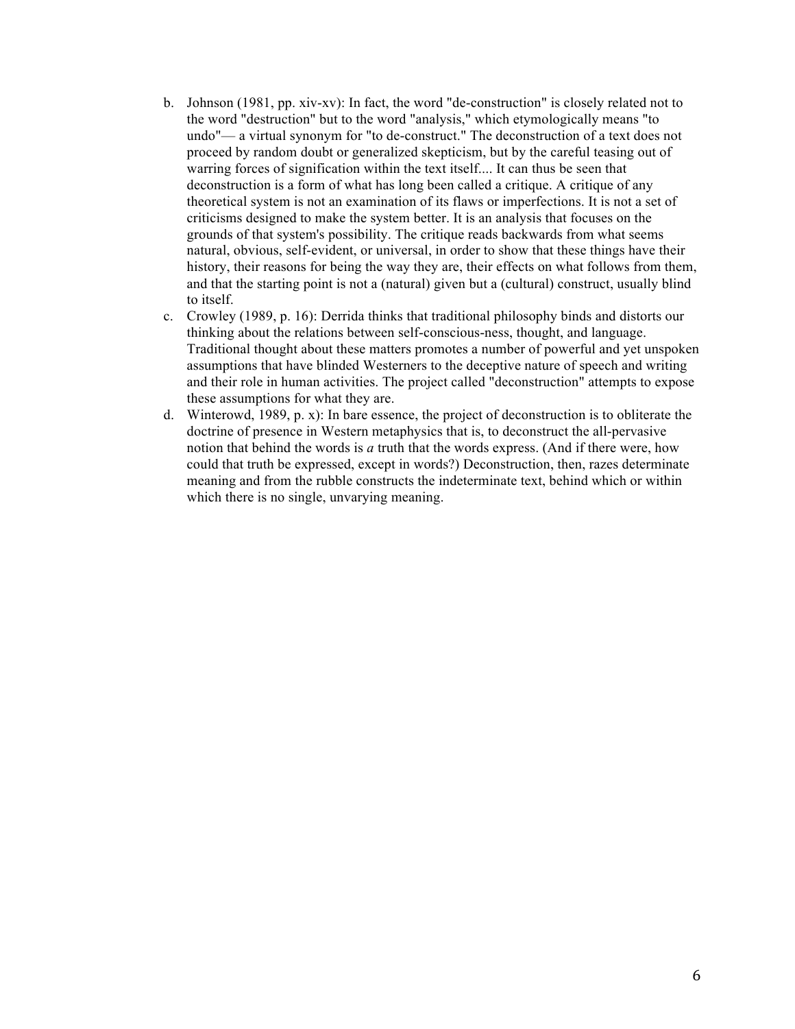b. Johnson (1981, pp. xiv-xv): In fact, the word "de-construction" is closely related not to the word "destruction" but to the word "analysis," which etymologically means "to undo"— a virtual synonym for "to de-construct." The deconstruction of a text does not proceed by random doubt or generalized skepticism, but by the careful teasing out of warring forces of signification within the text itself.... It can thus be seen that deconstruction is a form of what has long been called a critique. A critique of any theoretical system is not an examination of its flaws or imperfections. It is not a set of criticisms designed to make the system better. It is an analysis that focuses on the grounds of that system's possibility. The critique reads backwards from what seems natural, obvious, self-evident, or universal, in order to show that these things have their history, their reasons for being the way they are, their effects on what follows from them, and that the starting point is not a (natural) given but a (cultural) construct, usually blind to itself.

c. Crowley (1989, p. 16): Derrida thinks that traditional philosophy binds and distorts our thinking about the relations between self-conscious-ness, thought, and language. Traditional thought about these matters promotes a number of powerful and yet unspoken assumptions that have blinded Westerners to the deceptive nature of speech and writing and their role in human activities. The project called "deconstruction" attempts to expose these assumptions for what they are.

d. Winterowd, 1989, p. x): In bare essence, the project of deconstruction is to obliterate the doctrine of presence in Western metaphysics that is, to deconstruct the all-pervasive notion that behind the words is *a* truth that the words express. (And if there were, how could that truth be expressed, except in words?) Deconstruction, then, razes determinate meaning and from the rubble constructs the indeterminate text, behind which or within which there is no single, unvarying meaning.